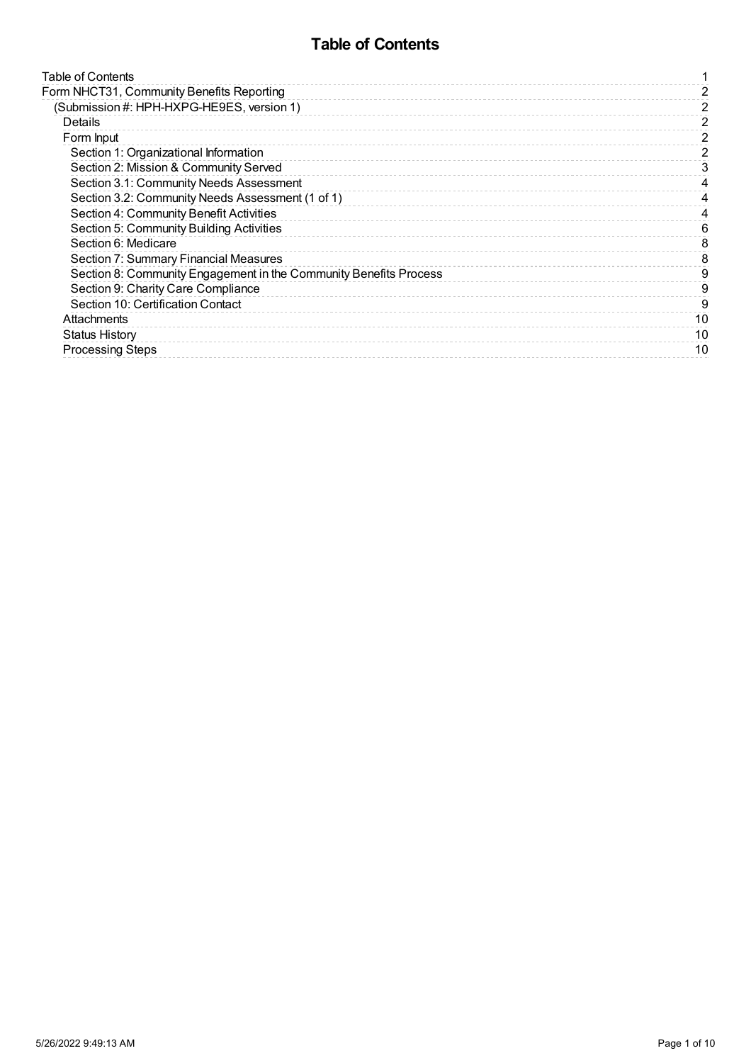# Table of Contents

| | |
|---|---|
| Table of Contents | 1 |
| Form NHCT31, Community Benefits Reporting | 2 |
| (Submission #: HPH-HXPG-HE9ES, version 1) | 2 |
| Details | 2 |
| Form Input | 2 |
| Section 1: Organizational Information | 2 |
| Section 2: Mission & Community Served | 3 |
| Section 3.1: Community Needs Assessment | 4 |
| Section 3.2: Community Needs Assessment (1 of 1) | 4 |
| Section 4: Community Benefit Activities | 4 |
| Section 5: Community Building Activities | 6 |
| Section 6: Medicare | 8 |
| Section 7: Summary Financial Measures | 8 |
| Section 8: Community Engagement in the Community Benefits Process | 9 |
| Section 9: Charity Care Compliance | 9 |
| Section 10: Certification Contact | 9 |
| Attachments | 10 |
| Status History | 10 |
| Processing Steps | 10 |

5/26/2022 9:49:13 AM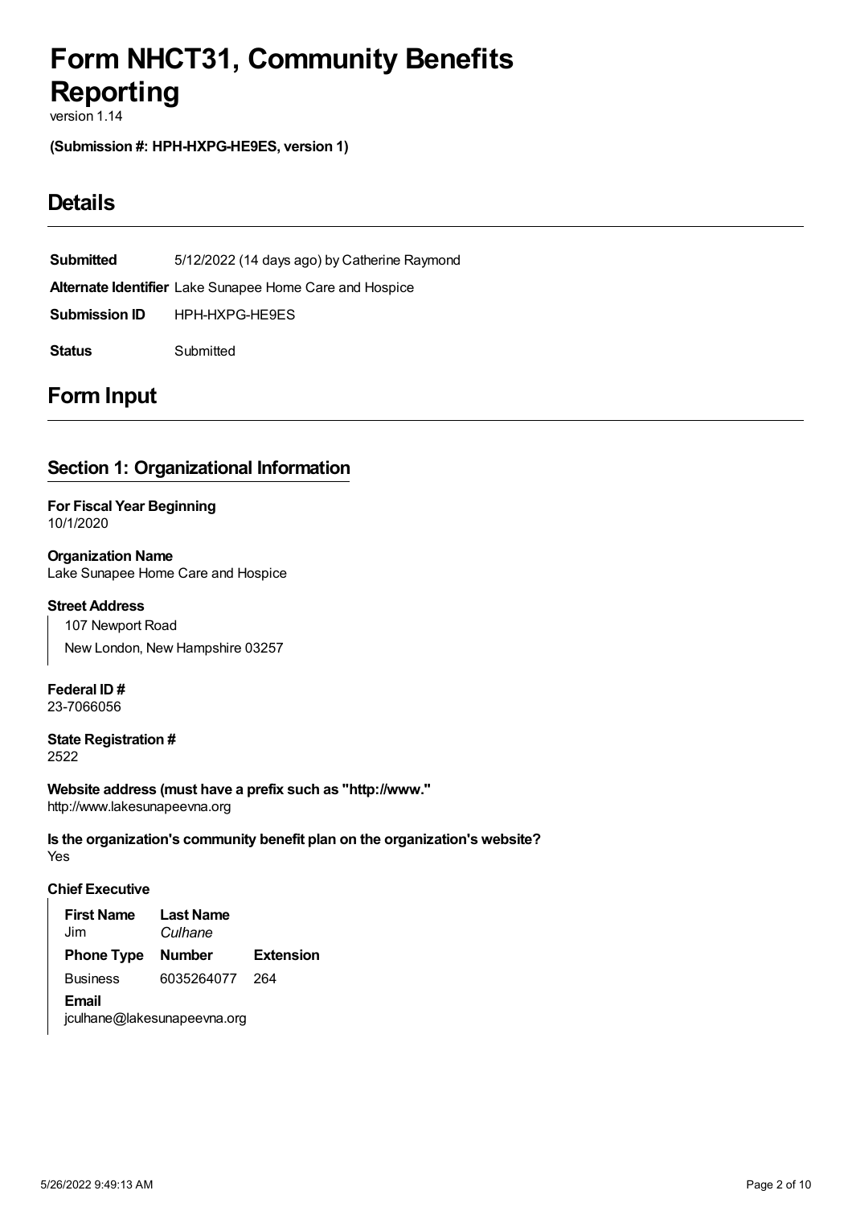# Form NHCT31, Community Benefits Reporting

version 1.14

**(Submission #: HPH-HXPG-HE9ES, version 1)**

## Details

| | |
|---|---|
| **Submitted** | 5/12/2022 (14 days ago) by Catherine Raymond |
| **Alternate Identifier** | Lake Sunapee Home Care and Hospice |
| **Submission ID** | HPH-HXPG-HE9ES |
| **Status** | Submitted |

## Form Input

### Section 1: Organizational Information

**For Fiscal Year Beginning**
10/1/2020

**Organization Name**
Lake Sunapee Home Care and Hospice

**Street Address**
107 Newport Road
New London, New Hampshire 03257

**Federal ID #**
23-7066056

**State Registration #**
2522

**Website address (must have a prefix such as "http://www."**
http://www.lakesunapeevna.org

**Is the organization's community benefit plan on the organization's website?**
Yes

**Chief Executive**

| **First Name** | **Last Name** | |
|---|---|---|
| Jim | *Culhane* | |
| **Phone Type** | **Number** | **Extension** |
| Business | 6035264077 | 264 |

**Email**
jculhane@lakesunapeevna.org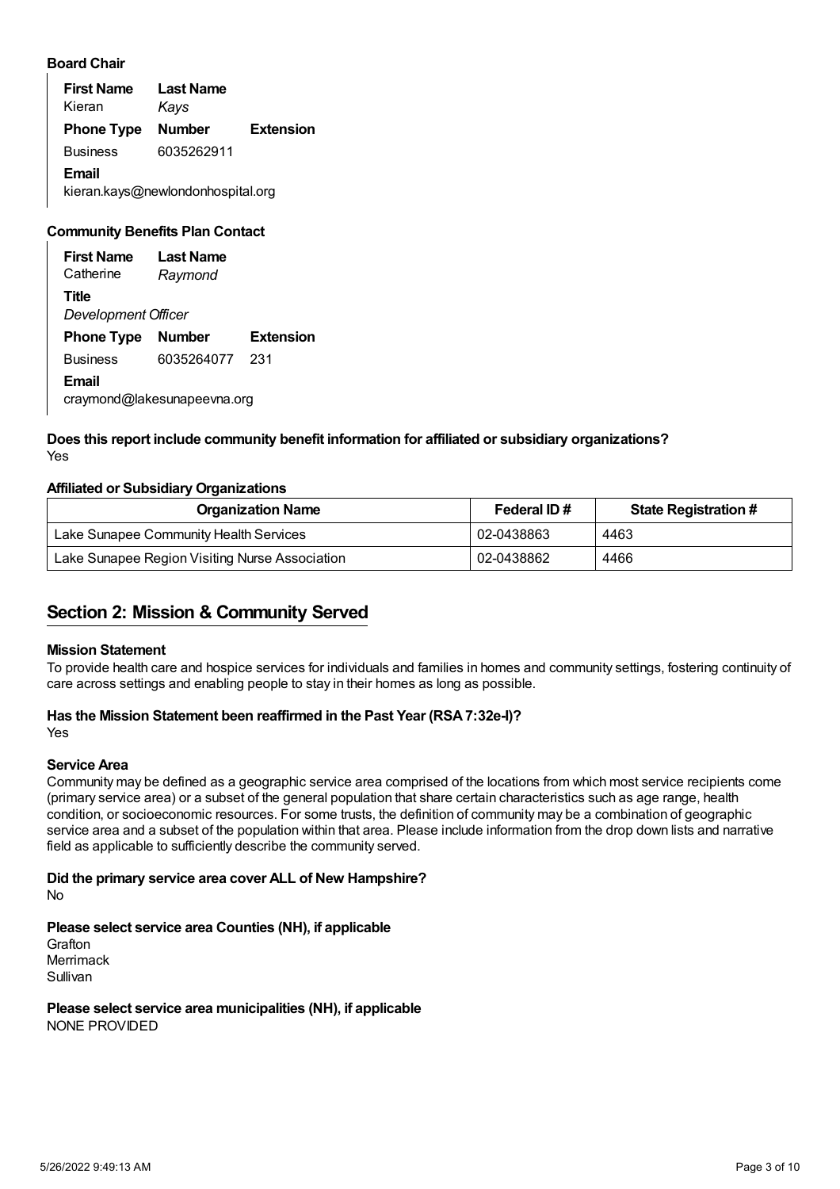### Board Chair

| **First Name** | **Last Name** | |
|---|---|---|
| Kieran | *Kays* | |
| **Phone Type** | **Number** | **Extension** |
| Business | 6035262911 | |

**Email**
kieran.kays@newlondonhospital.org

### Community Benefits Plan Contact

| **First Name** | **Last Name** | |
|---|---|---|
| Catherine | *Raymond* | |

**Title**
*Development Officer*

| **Phone Type** | **Number** | **Extension** |
|---|---|---|
| Business | 6035264077 | 231 |

**Email**
craymond@lakesunapeevna.org

**Does this report include community benefit information for affiliated or subsidiary organizations?**
Yes

**Affiliated or Subsidiary Organizations**

| Organization Name | Federal ID # | State Registration # |
|---|---|---|
| Lake Sunapee Community Health Services | 02-0438863 | 4463 |
| Lake Sunapee Region Visiting Nurse Association | 02-0438862 | 4466 |

## Section 2: Mission & Community Served

**Mission Statement**
To provide health care and hospice services for individuals and families in homes and community settings, fostering continuity of care across settings and enabling people to stay in their homes as long as possible.

**Has the Mission Statement been reaffirmed in the Past Year (RSA 7:32e-I)?**
Yes

**Service Area**
Community may be defined as a geographic service area comprised of the locations from which most service recipients come (primary service area) or a subset of the general population that share certain characteristics such as age range, health condition, or socioeconomic resources. For some trusts, the definition of community may be a combination of geographic service area and a subset of the population within that area. Please include information from the drop down lists and narrative field as applicable to sufficiently describe the community served.

**Did the primary service area cover ALL of New Hampshire?**
No

**Please select service area Counties (NH), if applicable**
Grafton
Merrimack
Sullivan

**Please select service area municipalities (NH), if applicable**
NONE PROVIDED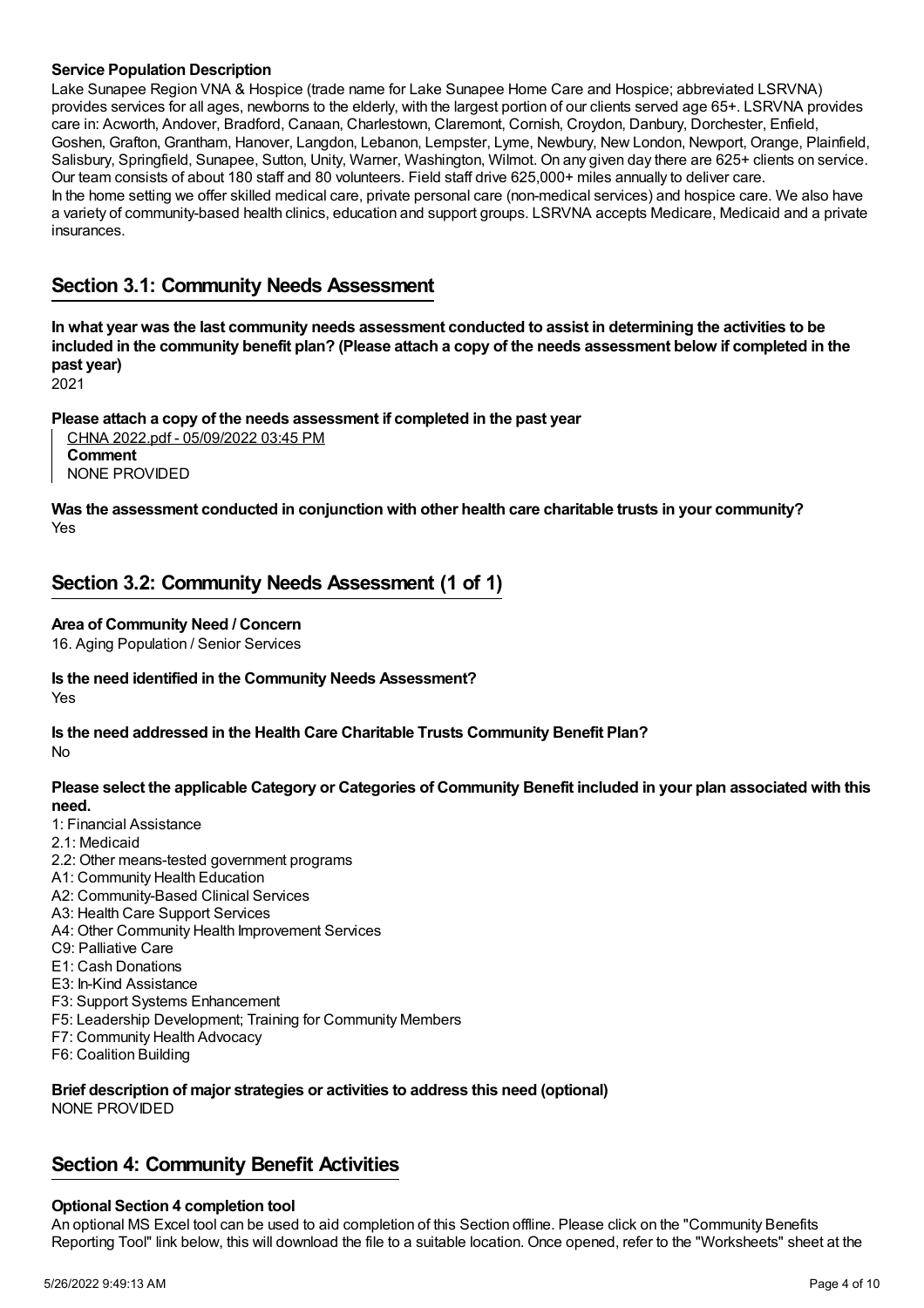**Service Population Description**

Lake Sunapee Region VNA & Hospice (trade name for Lake Sunapee Home Care and Hospice; abbreviated LSRVNA) provides services for all ages, newborns to the elderly, with the largest portion of our clients served age 65+. LSRVNA provides care in: Acworth, Andover, Bradford, Canaan, Charlestown, Claremont, Cornish, Croydon, Danbury, Dorchester, Enfield, Goshen, Grafton, Grantham, Hanover, Langdon, Lebanon, Lempster, Lyme, Newbury, New London, Newport, Orange, Plainfield, Salisbury, Springfield, Sunapee, Sutton, Unity, Warner, Washington, Wilmot. On any given day there are 625+ clients on service. Our team consists of about 180 staff and 80 volunteers. Field staff drive 625,000+ miles annually to deliver care.
In the home setting we offer skilled medical care, private personal care (non-medical services) and hospice care. We also have a variety of community-based health clinics, education and support groups. LSRVNA accepts Medicare, Medicaid and a private insurances.

## Section 3.1: Community Needs Assessment

**In what year was the last community needs assessment conducted to assist in determining the activities to be included in the community benefit plan? (Please attach a copy of the needs assessment below if completed in the past year)**
2021

**Please attach a copy of the needs assessment if completed in the past year**

CHNA 2022.pdf - 05/09/2022 03:45 PM
**Comment**
NONE PROVIDED

**Was the assessment conducted in conjunction with other health care charitable trusts in your community?**
Yes

## Section 3.2: Community Needs Assessment (1 of 1)

**Area of Community Need / Concern**
16. Aging Population / Senior Services

**Is the need identified in the Community Needs Assessment?**
Yes

**Is the need addressed in the Health Care Charitable Trusts Community Benefit Plan?**
No

**Please select the applicable Category or Categories of Community Benefit included in your plan associated with this need.**

1: Financial Assistance
2.1: Medicaid
2.2: Other means-tested government programs
A1: Community Health Education
A2: Community-Based Clinical Services
A3: Health Care Support Services
A4: Other Community Health Improvement Services
C9: Palliative Care
E1: Cash Donations
E3: In-Kind Assistance
F3: Support Systems Enhancement
F5: Leadership Development; Training for Community Members
F7: Community Health Advocacy
F6: Coalition Building

**Brief description of major strategies or activities to address this need (optional)**
NONE PROVIDED

## Section 4: Community Benefit Activities

**Optional Section 4 completion tool**

An optional MS Excel tool can be used to aid completion of this Section offline. Please click on the "Community Benefits Reporting Tool" link below, this will download the file to a suitable location. Once opened, refer to the "Worksheets" sheet at the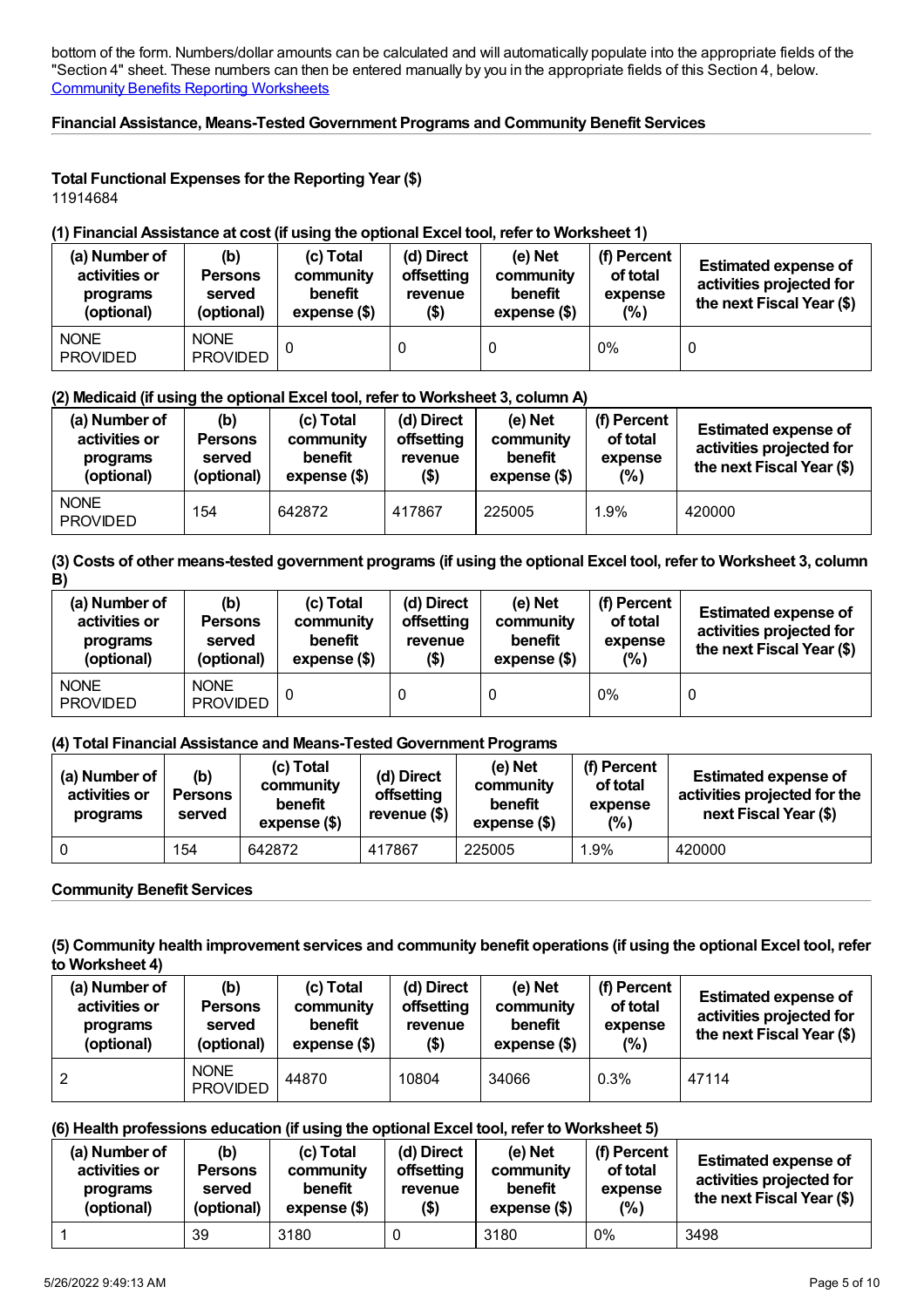bottom of the form. Numbers/dollar amounts can be calculated and will automatically populate into the appropriate fields of the "Section 4" sheet. These numbers can then be entered manually by you in the appropriate fields of this Section 4, below.
Community Benefits Reporting Worksheets

### Financial Assistance, Means-Tested Government Programs and Community Benefit Services

**Total Functional Expenses for the Reporting Year ($)**
11914684

**(1) Financial Assistance at cost (if using the optional Excel tool, refer to Worksheet 1)**

| (a) Number of activities or programs (optional) | (b) Persons served (optional) | (c) Total community benefit expense ($) | (d) Direct offsetting revenue ($) | (e) Net community benefit expense ($) | (f) Percent of total expense (%) | Estimated expense of activities projected for the next Fiscal Year ($) |
|---|---|---|---|---|---|---|
| NONE PROVIDED | NONE PROVIDED | 0 | 0 | 0 | 0% | 0 |

**(2) Medicaid (if using the optional Excel tool, refer to Worksheet 3, column A)**

| (a) Number of activities or programs (optional) | (b) Persons served (optional) | (c) Total community benefit expense ($) | (d) Direct offsetting revenue ($) | (e) Net community benefit expense ($) | (f) Percent of total expense (%) | Estimated expense of activities projected for the next Fiscal Year ($) |
|---|---|---|---|---|---|---|
| NONE PROVIDED | 154 | 642872 | 417867 | 225005 | 1.9% | 420000 |

**(3) Costs of other means-tested government programs (if using the optional Excel tool, refer to Worksheet 3, column B)**

| (a) Number of activities or programs (optional) | (b) Persons served (optional) | (c) Total community benefit expense ($) | (d) Direct offsetting revenue ($) | (e) Net community benefit expense ($) | (f) Percent of total expense (%) | Estimated expense of activities projected for the next Fiscal Year ($) |
|---|---|---|---|---|---|---|
| NONE PROVIDED | NONE PROVIDED | 0 | 0 | 0 | 0% | 0 |

**(4) Total Financial Assistance and Means-Tested Government Programs**

| (a) Number of activities or programs | (b) Persons served | (c) Total community benefit expense ($) | (d) Direct offsetting revenue ($) | (e) Net community benefit expense ($) | (f) Percent of total expense (%) | Estimated expense of activities projected for the next Fiscal Year ($) |
|---|---|---|---|---|---|---|
| 0 | 154 | 642872 | 417867 | 225005 | 1.9% | 420000 |

### Community Benefit Services

**(5) Community health improvement services and community benefit operations (if using the optional Excel tool, refer to Worksheet 4)**

| (a) Number of activities or programs (optional) | (b) Persons served (optional) | (c) Total community benefit expense ($) | (d) Direct offsetting revenue ($) | (e) Net community benefit expense ($) | (f) Percent of total expense (%) | Estimated expense of activities projected for the next Fiscal Year ($) |
|---|---|---|---|---|---|---|
| 2 | NONE PROVIDED | 44870 | 10804 | 34066 | 0.3% | 47114 |

**(6) Health professions education (if using the optional Excel tool, refer to Worksheet 5)**

| (a) Number of activities or programs (optional) | (b) Persons served (optional) | (c) Total community benefit expense ($) | (d) Direct offsetting revenue ($) | (e) Net community benefit expense ($) | (f) Percent of total expense (%) | Estimated expense of activities projected for the next Fiscal Year ($) |
|---|---|---|---|---|---|---|
| 1 | 39 | 3180 | 0 | 3180 | 0% | 3498 |

5/26/2022 9:49:13 AM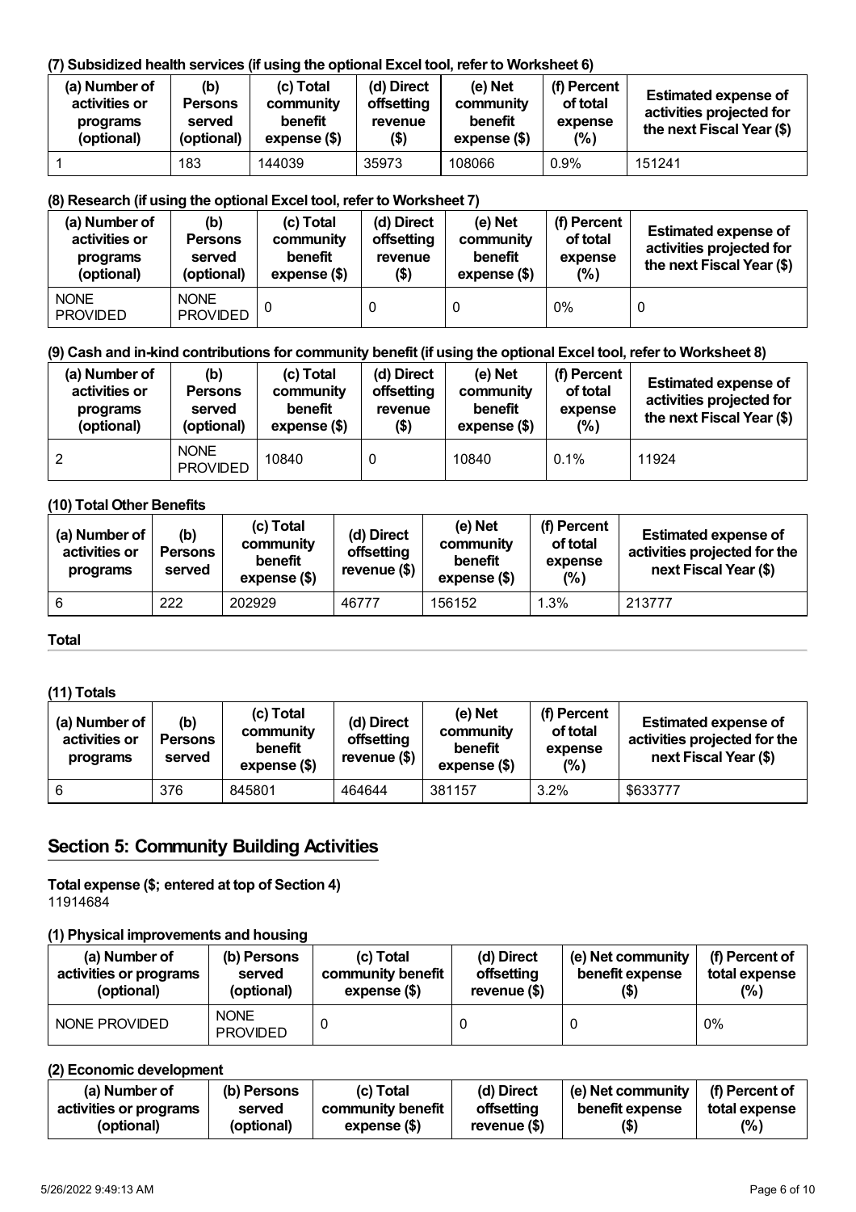### (7) Subsidized health services (if using the optional Excel tool, refer to Worksheet 6)

| (a) Number of activities or programs (optional) | (b) Persons served (optional) | (c) Total community benefit expense ($) | (d) Direct offsetting revenue ($) | (e) Net community benefit expense ($) | (f) Percent of total expense (%) | Estimated expense of activities projected for the next Fiscal Year ($) |
|---|---|---|---|---|---|---|
| 1 | 183 | 144039 | 35973 | 108066 | 0.9% | 151241 |

### (8) Research (if using the optional Excel tool, refer to Worksheet 7)

| (a) Number of activities or programs (optional) | (b) Persons served (optional) | (c) Total community benefit expense ($) | (d) Direct offsetting revenue ($) | (e) Net community benefit expense ($) | (f) Percent of total expense (%) | Estimated expense of activities projected for the next Fiscal Year ($) |
|---|---|---|---|---|---|---|
| NONE PROVIDED | NONE PROVIDED | 0 | 0 | 0 | 0% | 0 |

### (9) Cash and in-kind contributions for community benefit (if using the optional Excel tool, refer to Worksheet 8)

| (a) Number of activities or programs (optional) | (b) Persons served (optional) | (c) Total community benefit expense ($) | (d) Direct offsetting revenue ($) | (e) Net community benefit expense ($) | (f) Percent of total expense (%) | Estimated expense of activities projected for the next Fiscal Year ($) |
|---|---|---|---|---|---|---|
| 2 | NONE PROVIDED | 10840 | 0 | 10840 | 0.1% | 11924 |

### (10) Total Other Benefits

| (a) Number of activities or programs | (b) Persons served | (c) Total community benefit expense ($) | (d) Direct offsetting revenue ($) | (e) Net community benefit expense ($) | (f) Percent of total expense (%) | Estimated expense of activities projected for the next Fiscal Year ($) |
|---|---|---|---|---|---|---|
| 6 | 222 | 202929 | 46777 | 156152 | 1.3% | 213777 |

**Total**

### (11) Totals

| (a) Number of activities or programs | (b) Persons served | (c) Total community benefit expense ($) | (d) Direct offsetting revenue ($) | (e) Net community benefit expense ($) | (f) Percent of total expense (%) | Estimated expense of activities projected for the next Fiscal Year ($) |
|---|---|---|---|---|---|---|
| 6 | 376 | 845801 | 464644 | 381157 | 3.2% | $633777 |

## Section 5: Community Building Activities

**Total expense ($; entered at top of Section 4)**
11914684

### (1) Physical improvements and housing

| (a) Number of activities or programs (optional) | (b) Persons served (optional) | (c) Total community benefit expense ($) | (d) Direct offsetting revenue ($) | (e) Net community benefit expense ($) | (f) Percent of total expense (%) |
|---|---|---|---|---|---|
| NONE PROVIDED | NONE PROVIDED | 0 | 0 | 0 | 0% |

### (2) Economic development

| (a) Number of activities or programs (optional) | (b) Persons served (optional) | (c) Total community benefit expense ($) | (d) Direct offsetting revenue ($) | (e) Net community benefit expense ($) | (f) Percent of total expense (%) |
|---|---|---|---|---|---|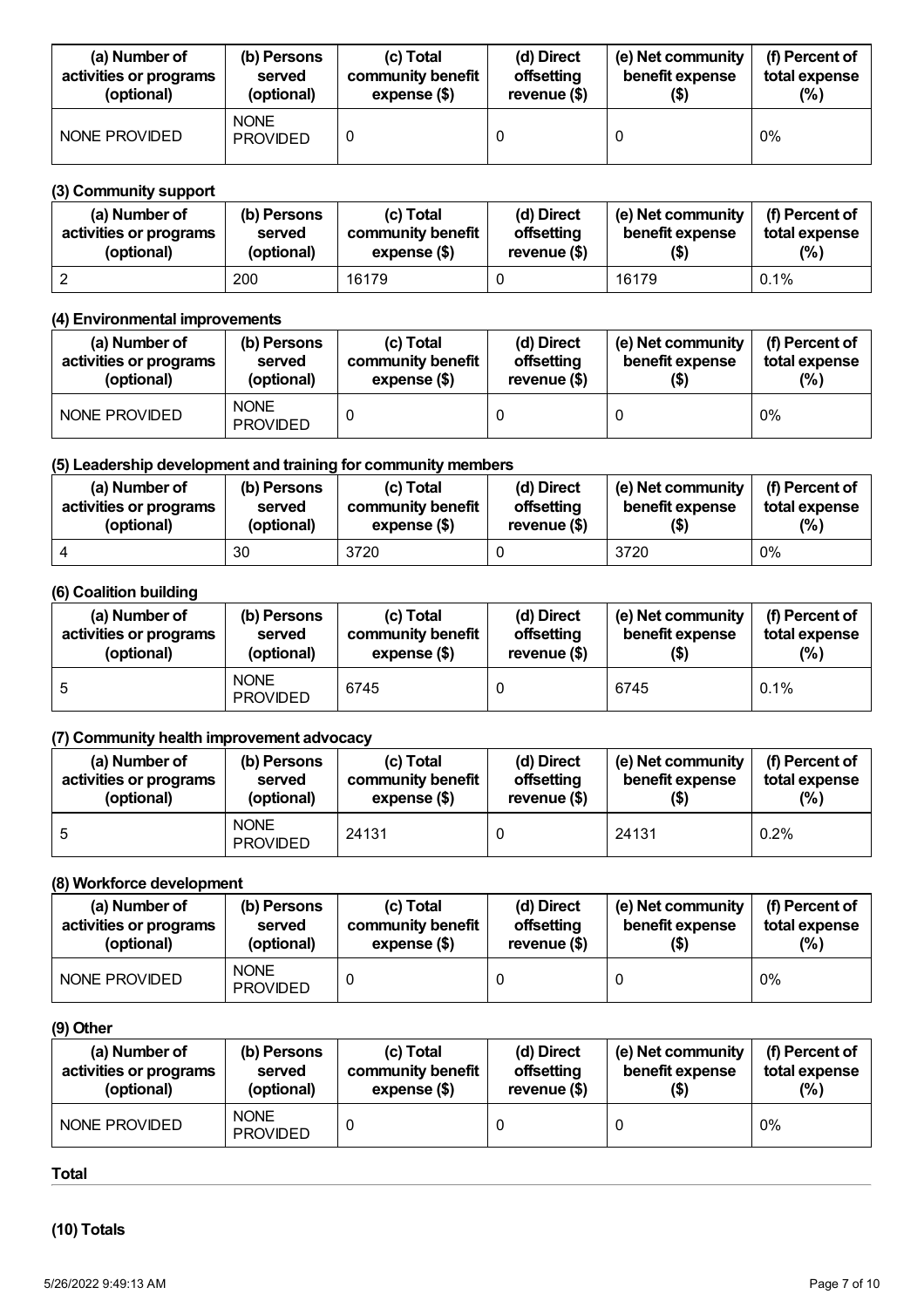| (a) Number of activities or programs (optional) | (b) Persons served (optional) | (c) Total community benefit expense ($) | (d) Direct offsetting revenue ($) | (e) Net community benefit expense ($) | (f) Percent of total expense (%) |
|---|---|---|---|---|---|
| NONE PROVIDED | NONE PROVIDED | 0 | 0 | 0 | 0% |

**(3) Community support**

| (a) Number of activities or programs (optional) | (b) Persons served (optional) | (c) Total community benefit expense ($) | (d) Direct offsetting revenue ($) | (e) Net community benefit expense ($) | (f) Percent of total expense (%) |
|---|---|---|---|---|---|
| 2 | 200 | 16179 | 0 | 16179 | 0.1% |

**(4) Environmental improvements**

| (a) Number of activities or programs (optional) | (b) Persons served (optional) | (c) Total community benefit expense ($) | (d) Direct offsetting revenue ($) | (e) Net community benefit expense ($) | (f) Percent of total expense (%) |
|---|---|---|---|---|---|
| NONE PROVIDED | NONE PROVIDED | 0 | 0 | 0 | 0% |

**(5) Leadership development and training for community members**

| (a) Number of activities or programs (optional) | (b) Persons served (optional) | (c) Total community benefit expense ($) | (d) Direct offsetting revenue ($) | (e) Net community benefit expense ($) | (f) Percent of total expense (%) |
|---|---|---|---|---|---|
| 4 | 30 | 3720 | 0 | 3720 | 0% |

**(6) Coalition building**

| (a) Number of activities or programs (optional) | (b) Persons served (optional) | (c) Total community benefit expense ($) | (d) Direct offsetting revenue ($) | (e) Net community benefit expense ($) | (f) Percent of total expense (%) |
|---|---|---|---|---|---|
| 5 | NONE PROVIDED | 6745 | 0 | 6745 | 0.1% |

**(7) Community health improvement advocacy**

| (a) Number of activities or programs (optional) | (b) Persons served (optional) | (c) Total community benefit expense ($) | (d) Direct offsetting revenue ($) | (e) Net community benefit expense ($) | (f) Percent of total expense (%) |
|---|---|---|---|---|---|
| 5 | NONE PROVIDED | 24131 | 0 | 24131 | 0.2% |

**(8) Workforce development**

| (a) Number of activities or programs (optional) | (b) Persons served (optional) | (c) Total community benefit expense ($) | (d) Direct offsetting revenue ($) | (e) Net community benefit expense ($) | (f) Percent of total expense (%) |
|---|---|---|---|---|---|
| NONE PROVIDED | NONE PROVIDED | 0 | 0 | 0 | 0% |

**(9) Other**

| (a) Number of activities or programs (optional) | (b) Persons served (optional) | (c) Total community benefit expense ($) | (d) Direct offsetting revenue ($) | (e) Net community benefit expense ($) | (f) Percent of total expense (%) |
|---|---|---|---|---|---|
| NONE PROVIDED | NONE PROVIDED | 0 | 0 | 0 | 0% |

**Total**

**(10) Totals**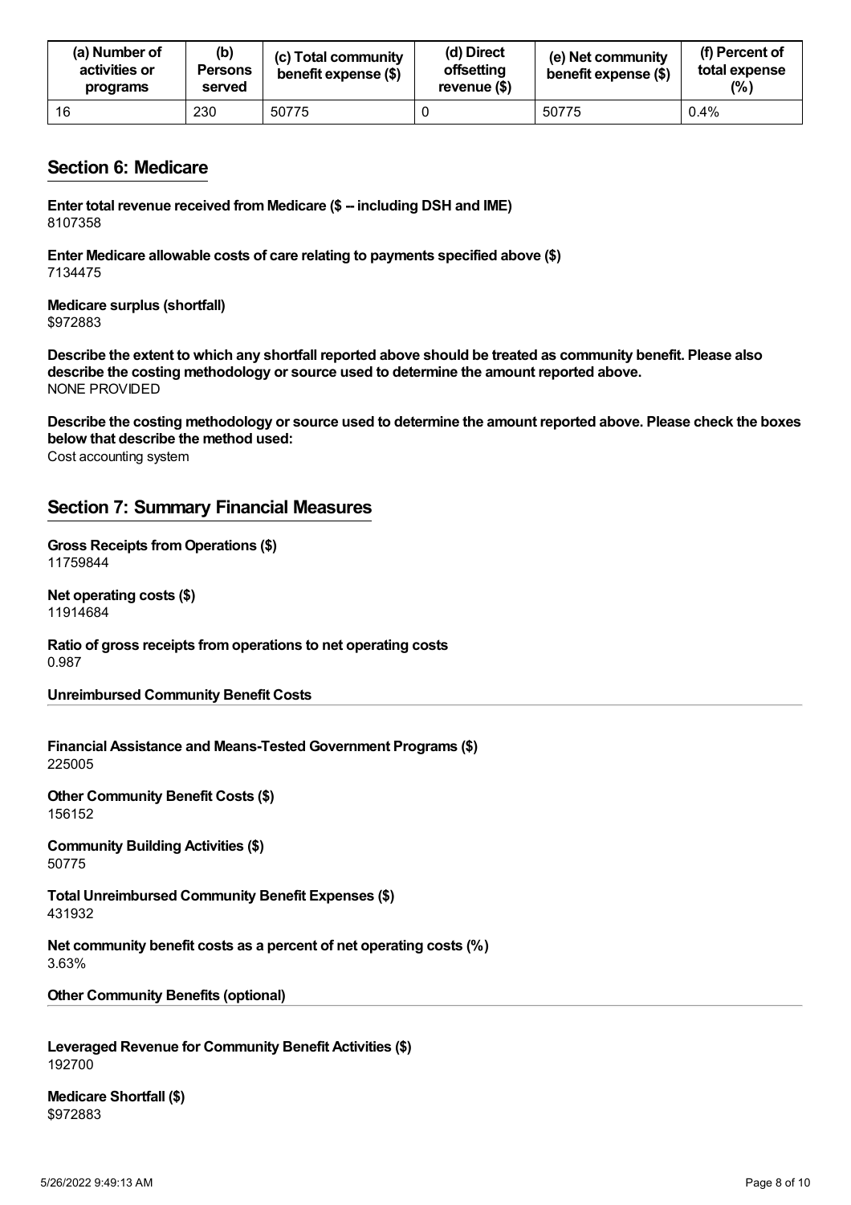| (a) Number of activities or programs | (b) Persons served | (c) Total community benefit expense ($) | (d) Direct offsetting revenue ($) | (e) Net community benefit expense ($) | (f) Percent of total expense (%) |
|---|---|---|---|---|---|
| 16 | 230 | 50775 | 0 | 50775 | 0.4% |

## Section 6: Medicare

**Enter total revenue received from Medicare ($ -- including DSH and IME)**
8107358

**Enter Medicare allowable costs of care relating to payments specified above ($)**
7134475

**Medicare surplus (shortfall)**
$972883

**Describe the extent to which any shortfall reported above should be treated as community benefit. Please also describe the costing methodology or source used to determine the amount reported above.**
NONE PROVIDED

**Describe the costing methodology or source used to determine the amount reported above. Please check the boxes below that describe the method used:**
Cost accounting system

## Section 7: Summary Financial Measures

**Gross Receipts from Operations ($)**
11759844

**Net operating costs ($)**
11914684

**Ratio of gross receipts from operations to net operating costs**
0.987

**Unreimbursed Community Benefit Costs**

**Financial Assistance and Means-Tested Government Programs ($)**
225005

**Other Community Benefit Costs ($)**
156152

**Community Building Activities ($)**
50775

**Total Unreimbursed Community Benefit Expenses ($)**
431932

**Net community benefit costs as a percent of net operating costs (%)**
3.63%

**Other Community Benefits (optional)**

**Leveraged Revenue for Community Benefit Activities ($)**
192700

**Medicare Shortfall ($)**
$972883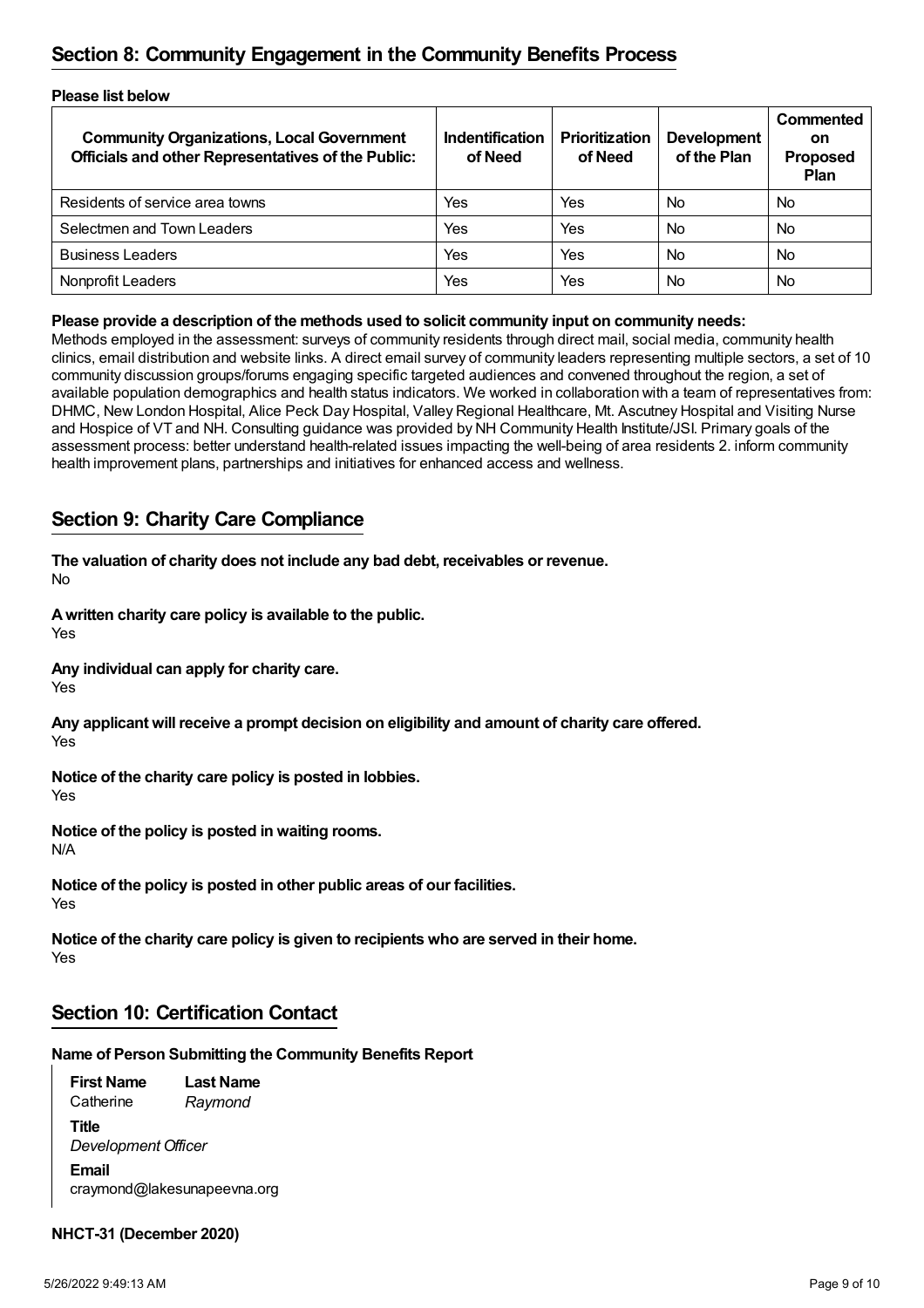## Section 8: Community Engagement in the Community Benefits Process

**Please list below**

| Community Organizations, Local Government Officials and other Representatives of the Public: | Indentification of Need | Prioritization of Need | Development of the Plan | Commented on Proposed Plan |
|---|---|---|---|---|
| Residents of service area towns | Yes | Yes | No | No |
| Selectmen and Town Leaders | Yes | Yes | No | No |
| Business Leaders | Yes | Yes | No | No |
| Nonprofit Leaders | Yes | Yes | No | No |

**Please provide a description of the methods used to solicit community input on community needs:**

Methods employed in the assessment: surveys of community residents through direct mail, social media, community health clinics, email distribution and website links. A direct email survey of community leaders representing multiple sectors, a set of 10 community discussion groups/forums engaging specific targeted audiences and convened throughout the region, a set of available population demographics and health status indicators. We worked in collaboration with a team of representatives from: DHMC, New London Hospital, Alice Peck Day Hospital, Valley Regional Healthcare, Mt. Ascutney Hospital and Visiting Nurse and Hospice of VT and NH. Consulting guidance was provided by NH Community Health Institute/JSI. Primary goals of the assessment process: better understand health-related issues impacting the well-being of area residents 2. inform community health improvement plans, partnerships and initiatives for enhanced access and wellness.

## Section 9: Charity Care Compliance

**The valuation of charity does not include any bad debt, receivables or revenue.**
No

**A written charity care policy is available to the public.**
Yes

**Any individual can apply for charity care.**
Yes

**Any applicant will receive a prompt decision on eligibility and amount of charity care offered.**
Yes

**Notice of the charity care policy is posted in lobbies.**
Yes

**Notice of the policy is posted in waiting rooms.**
N/A

**Notice of the policy is posted in other public areas of our facilities.**
Yes

**Notice of the charity care policy is given to recipients who are served in their home.**
Yes

## Section 10: Certification Contact

**Name of Person Submitting the Community Benefits Report**

**First Name** Catherine
**Last Name** *Raymond*

**Title**
*Development Officer*

**Email**
craymond@lakesunapeevna.org

**NHCT-31 (December 2020)**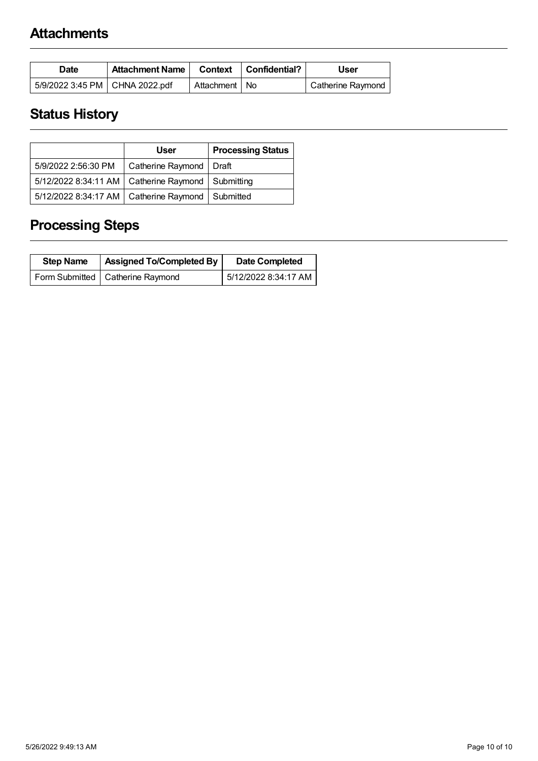## Attachments

| Date | Attachment Name | Context | Confidential? | User |
|---|---|---|---|---|
| 5/9/2022 3:45 PM | CHNA 2022.pdf | Attachment | No | Catherine Raymond |

## Status History

| | User | Processing Status |
|---|---|---|
| 5/9/2022 2:56:30 PM | Catherine Raymond | Draft |
| 5/12/2022 8:34:11 AM | Catherine Raymond | Submitting |
| 5/12/2022 8:34:17 AM | Catherine Raymond | Submitted |

## Processing Steps

| Step Name | Assigned To/Completed By | Date Completed |
|---|---|---|
| Form Submitted | Catherine Raymond | 5/12/2022 8:34:17 AM |